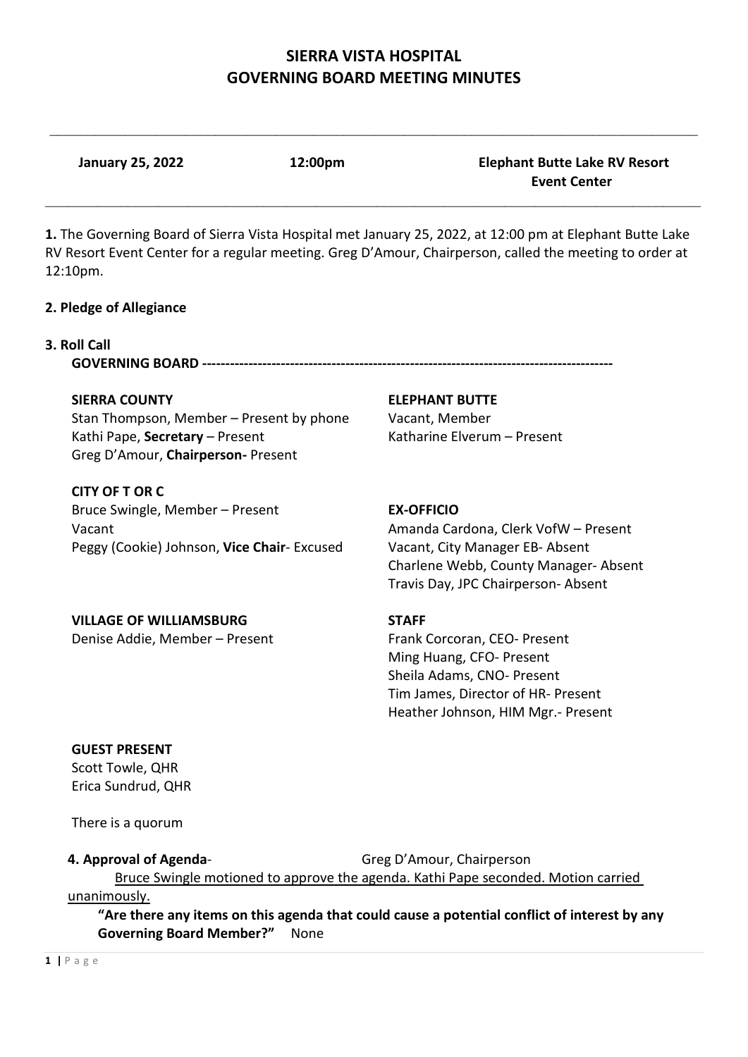# SIERRA VISTA HOSPITAL
# GOVERNING BOARD MEETING MINUTES

---

**January 25, 2022** **12:00pm** **Elephant Butte Lake RV Resort Event Center**

---

**1.** The Governing Board of Sierra Vista Hospital met January 25, 2022, at 12:00 pm at Elephant Butte Lake RV Resort Event Center for a regular meeting. Greg D'Amour, Chairperson, called the meeting to order at 12:10pm.

**2. Pledge of Allegiance**

**3. Roll Call**

**GOVERNING BOARD ------------------------------------------------------------------------------------------**

**SIERRA COUNTY**
Stan Thompson, Member – Present by phone
Kathi Pape, **Secretary** – Present
Greg D'Amour, **Chairperson-** Present

**ELEPHANT BUTTE**
Vacant, Member
Katharine Elverum – Present

**CITY OF T OR C**
Bruce Swingle, Member – Present
Vacant
Peggy (Cookie) Johnson, **Vice Chair**- Excused

**EX-OFFICIO**
Amanda Cardona, Clerk VofW – Present
Vacant, City Manager EB- Absent
Charlene Webb, County Manager- Absent
Travis Day, JPC Chairperson- Absent

**VILLAGE OF WILLIAMSBURG**
Denise Addie, Member – Present

**STAFF**
Frank Corcoran, CEO- Present
Ming Huang, CFO- Present
Sheila Adams, CNO- Present
Tim James, Director of HR- Present
Heather Johnson, HIM Mgr.- Present

**GUEST PRESENT**
Scott Towle, QHR
Erica Sundrud, QHR

There is a quorum

**4. Approval of Agenda**- Greg D'Amour, Chairperson

Bruce Swingle motioned to approve the agenda. Kathi Pape seconded. Motion carried unanimously.

**"Are there any items on this agenda that could cause a potential conflict of interest by any Governing Board Member?"** None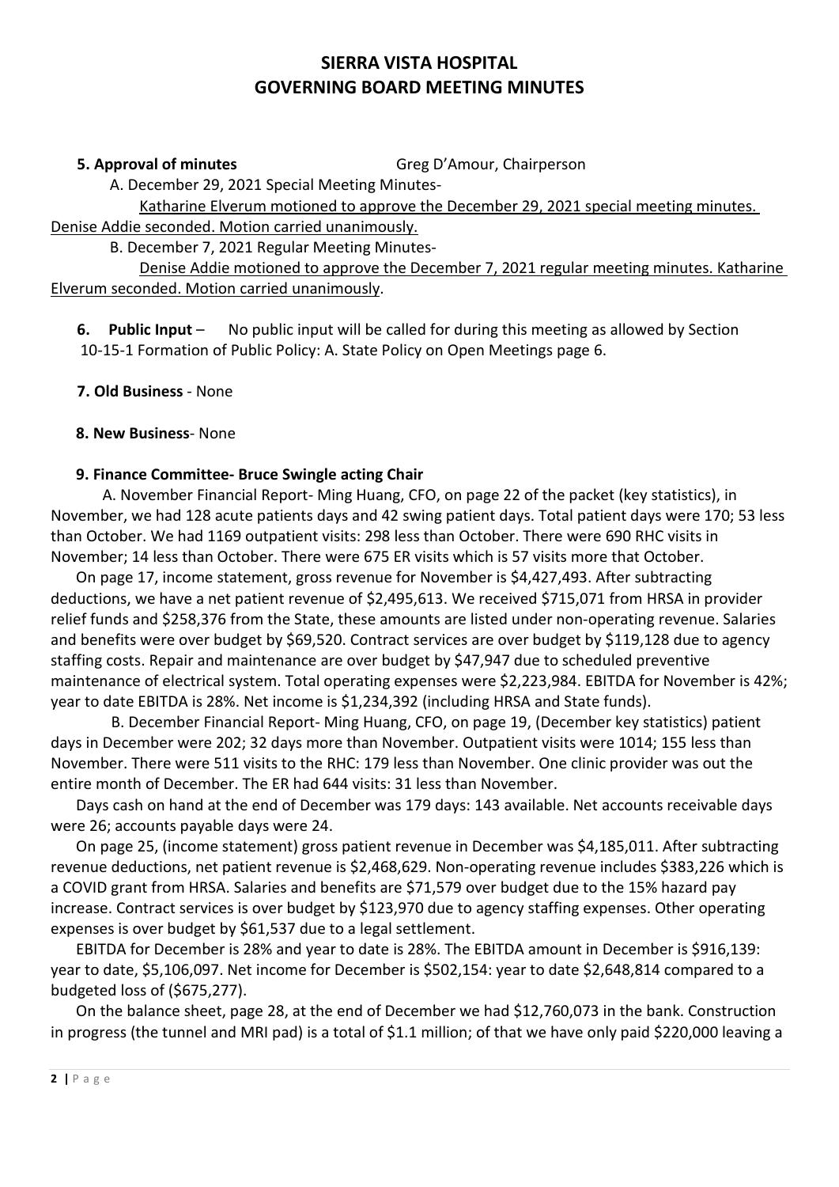# SIERRA VISTA HOSPITAL
# GOVERNING BOARD MEETING MINUTES

**5. Approval of minutes** Greg D'Amour, Chairperson

A. December 29, 2021 Special Meeting Minutes-

Katharine Elverum motioned to approve the December 29, 2021 special meeting minutes. Denise Addie seconded. Motion carried unanimously.

B. December 7, 2021 Regular Meeting Minutes-

Denise Addie motioned to approve the December 7, 2021 regular meeting minutes. Katharine Elverum seconded. Motion carried unanimously.

**6. Public Input** – No public input will be called for during this meeting as allowed by Section 10-15-1 Formation of Public Policy: A. State Policy on Open Meetings page 6.

**7. Old Business** - None

**8. New Business**- None

**9. Finance Committee- Bruce Swingle acting Chair**

A. November Financial Report- Ming Huang, CFO, on page 22 of the packet (key statistics), in November, we had 128 acute patients days and 42 swing patient days. Total patient days were 170; 53 less than October. We had 1169 outpatient visits: 298 less than October. There were 690 RHC visits in November; 14 less than October. There were 675 ER visits which is 57 visits more that October.

On page 17, income statement, gross revenue for November is $4,427,493. After subtracting deductions, we have a net patient revenue of $2,495,613. We received $715,071 from HRSA in provider relief funds and $258,376 from the State, these amounts are listed under non-operating revenue. Salaries and benefits were over budget by $69,520. Contract services are over budget by $119,128 due to agency staffing costs. Repair and maintenance are over budget by $47,947 due to scheduled preventive maintenance of electrical system. Total operating expenses were $2,223,984. EBITDA for November is 42%; year to date EBITDA is 28%. Net income is $1,234,392 (including HRSA and State funds).

B. December Financial Report- Ming Huang, CFO, on page 19, (December key statistics) patient days in December were 202; 32 days more than November. Outpatient visits were 1014; 155 less than November. There were 511 visits to the RHC: 179 less than November. One clinic provider was out the entire month of December. The ER had 644 visits: 31 less than November.

Days cash on hand at the end of December was 179 days: 143 available. Net accounts receivable days were 26; accounts payable days were 24.

On page 25, (income statement) gross patient revenue in December was $4,185,011. After subtracting revenue deductions, net patient revenue is $2,468,629. Non-operating revenue includes $383,226 which is a COVID grant from HRSA. Salaries and benefits are $71,579 over budget due to the 15% hazard pay increase. Contract services is over budget by $123,970 due to agency staffing expenses. Other operating expenses is over budget by $61,537 due to a legal settlement.

EBITDA for December is 28% and year to date is 28%. The EBITDA amount in December is $916,139: year to date, $5,106,097. Net income for December is $502,154: year to date $2,648,814 compared to a budgeted loss of ($675,277).

On the balance sheet, page 28, at the end of December we had $12,760,073 in the bank. Construction in progress (the tunnel and MRI pad) is a total of $1.1 million; of that we have only paid $220,000 leaving a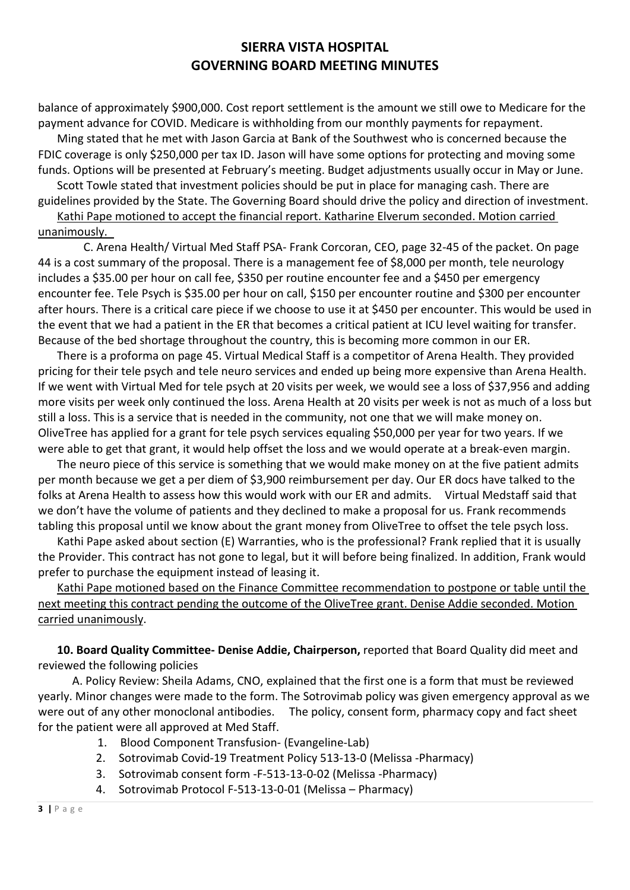balance of approximately $900,000. Cost report settlement is the amount we still owe to Medicare for the payment advance for COVID. Medicare is withholding from our monthly payments for repayment.

Ming stated that he met with Jason Garcia at Bank of the Southwest who is concerned because the FDIC coverage is only $250,000 per tax ID. Jason will have some options for protecting and moving some funds. Options will be presented at February's meeting. Budget adjustments usually occur in May or June.

Scott Towle stated that investment policies should be put in place for managing cash. There are guidelines provided by the State. The Governing Board should drive the policy and direction of investment.

<u>Kathi Pape motioned to accept the financial report. Katharine Elverum seconded. Motion carried unanimously.</u>

C. Arena Health/ Virtual Med Staff PSA- Frank Corcoran, CEO, page 32-45 of the packet. On page 44 is a cost summary of the proposal. There is a management fee of $8,000 per month, tele neurology includes a $35.00 per hour on call fee, $350 per routine encounter fee and a $450 per emergency encounter fee. Tele Psych is $35.00 per hour on call, $150 per encounter routine and $300 per encounter after hours. There is a critical care piece if we choose to use it at $450 per encounter. This would be used in the event that we had a patient in the ER that becomes a critical patient at ICU level waiting for transfer. Because of the bed shortage throughout the country, this is becoming more common in our ER.

There is a proforma on page 45. Virtual Medical Staff is a competitor of Arena Health. They provided pricing for their tele psych and tele neuro services and ended up being more expensive than Arena Health. If we went with Virtual Med for tele psych at 20 visits per week, we would see a loss of $37,956 and adding more visits per week only continued the loss. Arena Health at 20 visits per week is not as much of a loss but still a loss. This is a service that is needed in the community, not one that we will make money on. OliveTree has applied for a grant for tele psych services equaling $50,000 per year for two years. If we were able to get that grant, it would help offset the loss and we would operate at a break-even margin.

The neuro piece of this service is something that we would make money on at the five patient admits per month because we get a per diem of $3,900 reimbursement per day. Our ER docs have talked to the folks at Arena Health to assess how this would work with our ER and admits. Virtual Medstaff said that we don't have the volume of patients and they declined to make a proposal for us. Frank recommends tabling this proposal until we know about the grant money from OliveTree to offset the tele psych loss.

Kathi Pape asked about section (E) Warranties, who is the professional? Frank replied that it is usually the Provider. This contract has not gone to legal, but it will before being finalized. In addition, Frank would prefer to purchase the equipment instead of leasing it.

<u>Kathi Pape motioned based on the Finance Committee recommendation to postpone or table until the next meeting this contract pending the outcome of the OliveTree grant. Denise Addie seconded. Motion carried unanimously</u>.

**10. Board Quality Committee- Denise Addie, Chairperson,** reported that Board Quality did meet and reviewed the following policies

A. Policy Review: Sheila Adams, CNO, explained that the first one is a form that must be reviewed yearly. Minor changes were made to the form. The Sotrovimab policy was given emergency approval as we were out of any other monoclonal antibodies. The policy, consent form, pharmacy copy and fact sheet for the patient were all approved at Med Staff.

1. Blood Component Transfusion- (Evangeline-Lab)
2. Sotrovimab Covid-19 Treatment Policy 513-13-0 (Melissa -Pharmacy)
3. Sotrovimab consent form -F-513-13-0-02 (Melissa -Pharmacy)
4. Sotrovimab Protocol F-513-13-0-01 (Melissa – Pharmacy)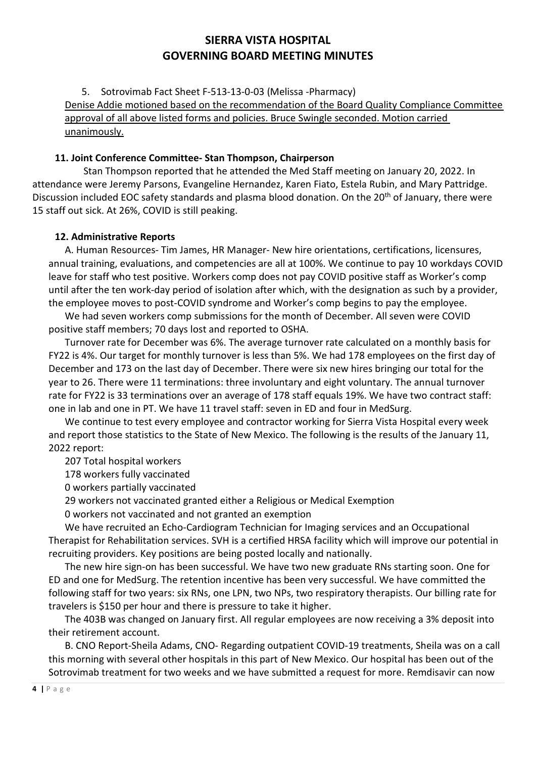5. Sotrovimab Fact Sheet F-513-13-0-03 (Melissa -Pharmacy)

<u>Denise Addie motioned based on the recommendation of the Board Quality Compliance Committee approval of all above listed forms and policies. Bruce Swingle seconded. Motion carried unanimously.</u>

**11. Joint Conference Committee- Stan Thompson, Chairperson**

Stan Thompson reported that he attended the Med Staff meeting on January 20, 2022. In attendance were Jeremy Parsons, Evangeline Hernandez, Karen Fiato, Estela Rubin, and Mary Pattridge. Discussion included EOC safety standards and plasma blood donation. On the 20th of January, there were 15 staff out sick. At 26%, COVID is still peaking.

**12. Administrative Reports**

A. Human Resources- Tim James, HR Manager- New hire orientations, certifications, licensures, annual training, evaluations, and competencies are all at 100%. We continue to pay 10 workdays COVID leave for staff who test positive. Workers comp does not pay COVID positive staff as Worker's comp until after the ten work-day period of isolation after which, with the designation as such by a provider, the employee moves to post-COVID syndrome and Worker's comp begins to pay the employee.

We had seven workers comp submissions for the month of December. All seven were COVID positive staff members; 70 days lost and reported to OSHA.

Turnover rate for December was 6%. The average turnover rate calculated on a monthly basis for FY22 is 4%. Our target for monthly turnover is less than 5%. We had 178 employees on the first day of December and 173 on the last day of December. There were six new hires bringing our total for the year to 26. There were 11 terminations: three involuntary and eight voluntary. The annual turnover rate for FY22 is 33 terminations over an average of 178 staff equals 19%. We have two contract staff: one in lab and one in PT. We have 11 travel staff: seven in ED and four in MedSurg.

We continue to test every employee and contractor working for Sierra Vista Hospital every week and report those statistics to the State of New Mexico. The following is the results of the January 11, 2022 report:

207 Total hospital workers
178 workers fully vaccinated
0 workers partially vaccinated
29 workers not vaccinated granted either a Religious or Medical Exemption
0 workers not vaccinated and not granted an exemption

We have recruited an Echo-Cardiogram Technician for Imaging services and an Occupational Therapist for Rehabilitation services. SVH is a certified HRSA facility which will improve our potential in recruiting providers. Key positions are being posted locally and nationally.

The new hire sign-on has been successful. We have two new graduate RNs starting soon. One for ED and one for MedSurg. The retention incentive has been very successful. We have committed the following staff for two years: six RNs, one LPN, two NPs, two respiratory therapists. Our billing rate for travelers is $150 per hour and there is pressure to take it higher.

The 403B was changed on January first. All regular employees are now receiving a 3% deposit into their retirement account.

B. CNO Report-Sheila Adams, CNO- Regarding outpatient COVID-19 treatments, Sheila was on a call this morning with several other hospitals in this part of New Mexico. Our hospital has been out of the Sotrovimab treatment for two weeks and we have submitted a request for more. Remdisavir can now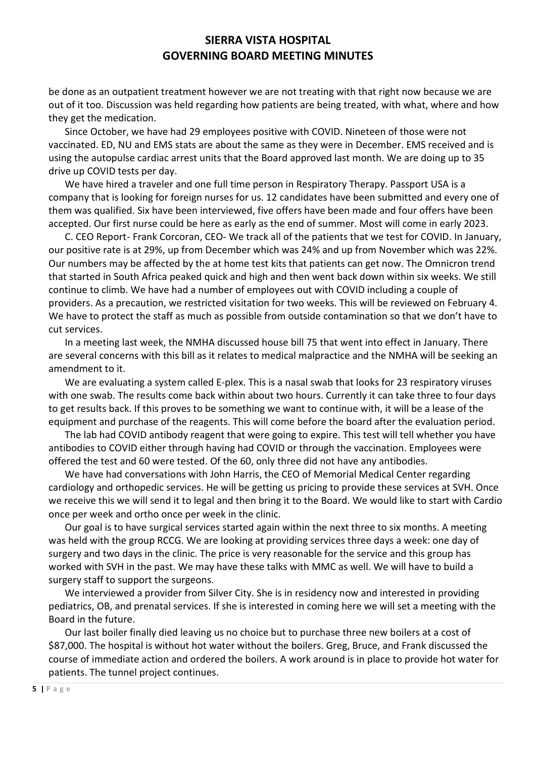be done as an outpatient treatment however we are not treating with that right now because we are out of it too. Discussion was held regarding how patients are being treated, with what, where and how they get the medication.

Since October, we have had 29 employees positive with COVID. Nineteen of those were not vaccinated. ED, NU and EMS stats are about the same as they were in December. EMS received and is using the autopulse cardiac arrest units that the Board approved last month. We are doing up to 35 drive up COVID tests per day.

We have hired a traveler and one full time person in Respiratory Therapy. Passport USA is a company that is looking for foreign nurses for us. 12 candidates have been submitted and every one of them was qualified. Six have been interviewed, five offers have been made and four offers have been accepted. Our first nurse could be here as early as the end of summer. Most will come in early 2023.

C. CEO Report- Frank Corcoran, CEO- We track all of the patients that we test for COVID. In January, our positive rate is at 29%, up from December which was 24% and up from November which was 22%. Our numbers may be affected by the at home test kits that patients can get now. The Omnicron trend that started in South Africa peaked quick and high and then went back down within six weeks. We still continue to climb. We have had a number of employees out with COVID including a couple of providers. As a precaution, we restricted visitation for two weeks. This will be reviewed on February 4. We have to protect the staff as much as possible from outside contamination so that we don't have to cut services.

In a meeting last week, the NMHA discussed house bill 75 that went into effect in January. There are several concerns with this bill as it relates to medical malpractice and the NMHA will be seeking an amendment to it.

We are evaluating a system called E-plex. This is a nasal swab that looks for 23 respiratory viruses with one swab. The results come back within about two hours. Currently it can take three to four days to get results back. If this proves to be something we want to continue with, it will be a lease of the equipment and purchase of the reagents. This will come before the board after the evaluation period.

The lab had COVID antibody reagent that were going to expire. This test will tell whether you have antibodies to COVID either through having had COVID or through the vaccination. Employees were offered the test and 60 were tested. Of the 60, only three did not have any antibodies.

We have had conversations with John Harris, the CEO of Memorial Medical Center regarding cardiology and orthopedic services. He will be getting us pricing to provide these services at SVH. Once we receive this we will send it to legal and then bring it to the Board. We would like to start with Cardio once per week and ortho once per week in the clinic.

Our goal is to have surgical services started again within the next three to six months. A meeting was held with the group RCCG. We are looking at providing services three days a week: one day of surgery and two days in the clinic. The price is very reasonable for the service and this group has worked with SVH in the past. We may have these talks with MMC as well. We will have to build a surgery staff to support the surgeons.

We interviewed a provider from Silver City. She is in residency now and interested in providing pediatrics, OB, and prenatal services. If she is interested in coming here we will set a meeting with the Board in the future.

Our last boiler finally died leaving us no choice but to purchase three new boilers at a cost of $87,000. The hospital is without hot water without the boilers. Greg, Bruce, and Frank discussed the course of immediate action and ordered the boilers. A work around is in place to provide hot water for patients. The tunnel project continues.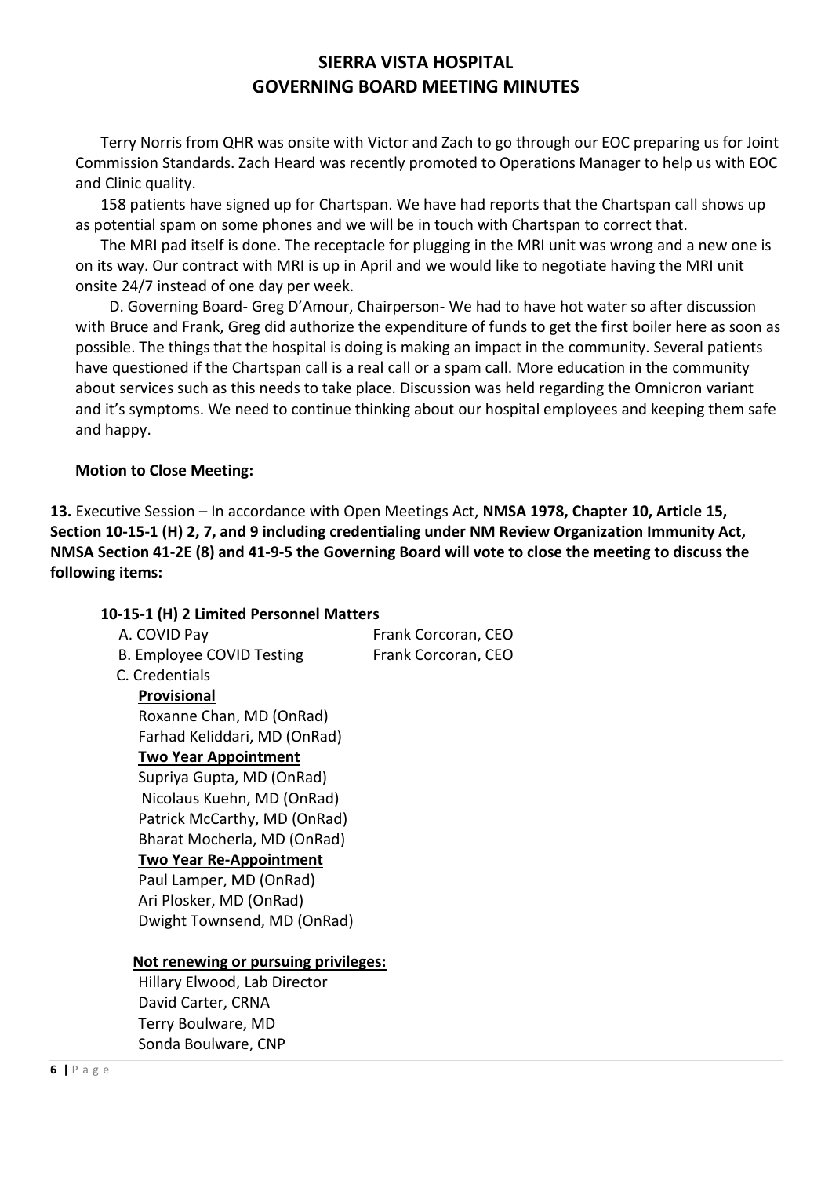# SIERRA VISTA HOSPITAL
# GOVERNING BOARD MEETING MINUTES

Terry Norris from QHR was onsite with Victor and Zach to go through our EOC preparing us for Joint Commission Standards. Zach Heard was recently promoted to Operations Manager to help us with EOC and Clinic quality.

158 patients have signed up for Chartspan. We have had reports that the Chartspan call shows up as potential spam on some phones and we will be in touch with Chartspan to correct that.

The MRI pad itself is done. The receptacle for plugging in the MRI unit was wrong and a new one is on its way. Our contract with MRI is up in April and we would like to negotiate having the MRI unit onsite 24/7 instead of one day per week.

D. Governing Board- Greg D'Amour, Chairperson- We had to have hot water so after discussion with Bruce and Frank, Greg did authorize the expenditure of funds to get the first boiler here as soon as possible. The things that the hospital is doing is making an impact in the community. Several patients have questioned if the Chartspan call is a real call or a spam call. More education in the community about services such as this needs to take place. Discussion was held regarding the Omnicron variant and it's symptoms. We need to continue thinking about our hospital employees and keeping them safe and happy.

**Motion to Close Meeting:**

**13.** Executive Session – In accordance with Open Meetings Act, **NMSA 1978, Chapter 10, Article 15, Section 10-15-1 (H) 2, 7, and 9 including credentialing under NM Review Organization Immunity Act, NMSA Section 41-2E (8) and 41-9-5 the Governing Board will vote to close the meeting to discuss the following items:**

**10-15-1 (H) 2 Limited Personnel Matters**

A. COVID Pay — Frank Corcoran, CEO

B. Employee COVID Testing — Frank Corcoran, CEO

C. Credentials

**Provisional**

Roxanne Chan, MD (OnRad)
Farhad Keliddari, MD (OnRad)

**Two Year Appointment**

Supriya Gupta, MD (OnRad)
Nicolaus Kuehn, MD (OnRad)
Patrick McCarthy, MD (OnRad)
Bharat Mocherla, MD (OnRad)

**Two Year Re-Appointment**

Paul Lamper, MD (OnRad)
Ari Plosker, MD (OnRad)
Dwight Townsend, MD (OnRad)

**Not renewing or pursuing privileges:**

Hillary Elwood, Lab Director
David Carter, CRNA
Terry Boulware, MD
Sonda Boulware, CNP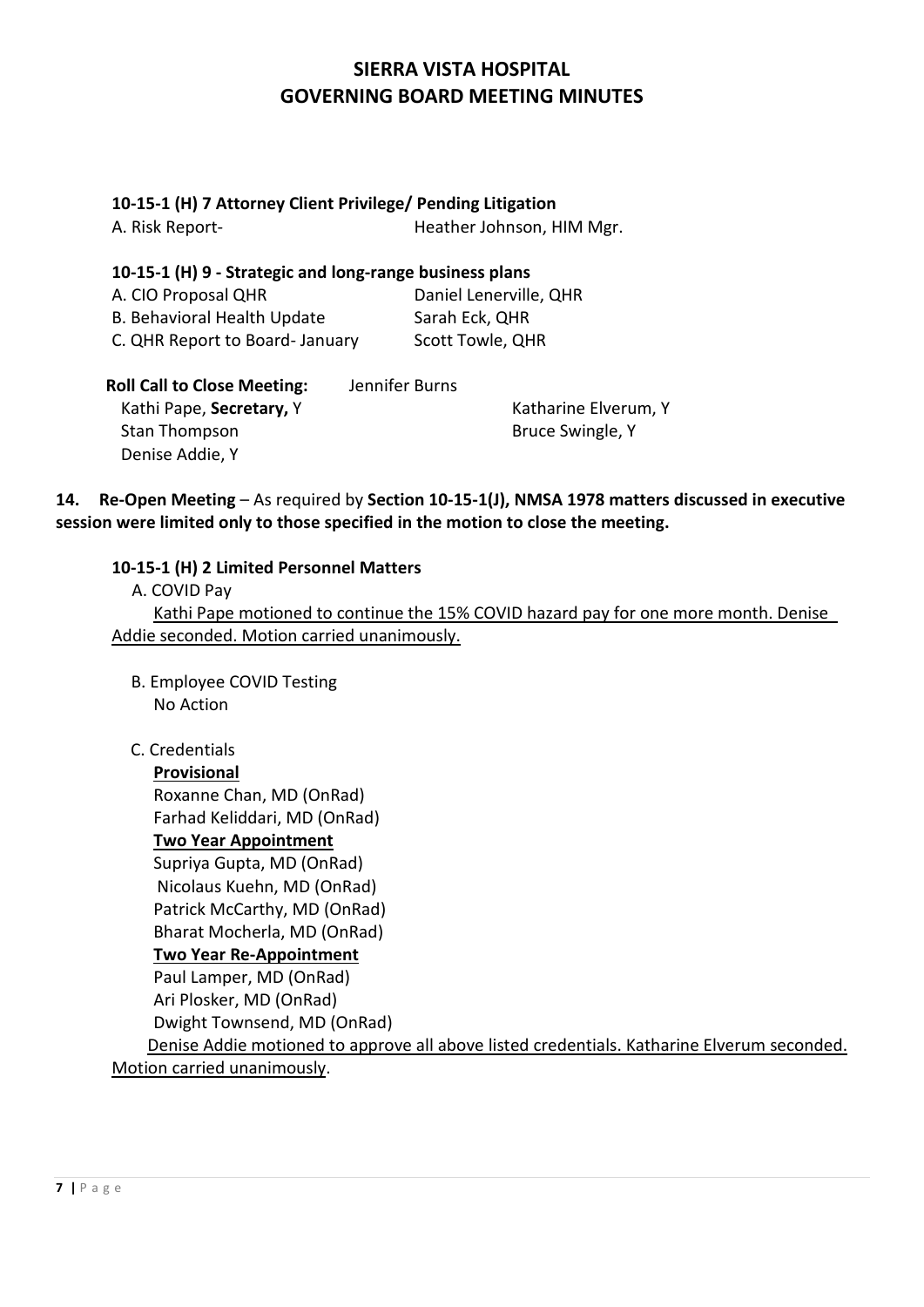# SIERRA VISTA HOSPITAL
# GOVERNING BOARD MEETING MINUTES

**10-15-1 (H) 7 Attorney Client Privilege/ Pending Litigation**

A. Risk Report- Heather Johnson, HIM Mgr.

**10-15-1 (H) 9 - Strategic and long-range business plans**

A. CIO Proposal QHR Daniel Lenerville, QHR

B. Behavioral Health Update Sarah Eck, QHR

C. QHR Report to Board- January Scott Towle, QHR

**Roll Call to Close Meeting:** Jennifer Burns

Kathi Pape, **Secretary,** Y

Katharine Elverum, Y

Stan Thompson

Bruce Swingle, Y

Denise Addie, Y

**14. Re-Open Meeting** – As required by **Section 10-15-1(J), NMSA 1978 matters discussed in executive session were limited only to those specified in the motion to close the meeting.**

**10-15-1 (H) 2 Limited Personnel Matters**

A. COVID Pay

Kathi Pape motioned to continue the 15% COVID hazard pay for one more month. Denise Addie seconded. Motion carried unanimously.

B. Employee COVID Testing

No Action

C. Credentials

**Provisional**

Roxanne Chan, MD (OnRad)
Farhad Keliddari, MD (OnRad)

**Two Year Appointment**

Supriya Gupta, MD (OnRad)
Nicolaus Kuehn, MD (OnRad)
Patrick McCarthy, MD (OnRad)
Bharat Mocherla, MD (OnRad)

**Two Year Re-Appointment**

Paul Lamper, MD (OnRad)
Ari Plosker, MD (OnRad)
Dwight Townsend, MD (OnRad)

Denise Addie motioned to approve all above listed credentials. Katharine Elverum seconded. Motion carried unanimously.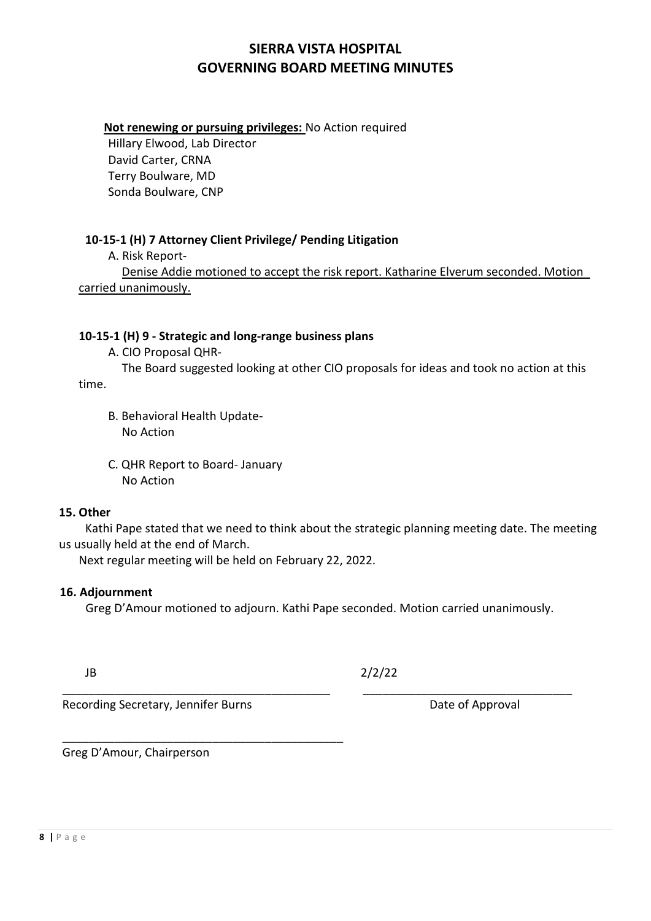**Not renewing or pursuing privileges:** No Action required

Hillary Elwood, Lab Director
David Carter, CRNA
Terry Boulware, MD
Sonda Boulware, CNP

**10-15-1 (H) 7 Attorney Client Privilege/ Pending Litigation**

A. Risk Report-

Denise Addie motioned to accept the risk report. Katharine Elverum seconded. Motion carried unanimously.

**10-15-1 (H) 9 - Strategic and long-range business plans**

A. CIO Proposal QHR-

The Board suggested looking at other CIO proposals for ideas and took no action at this time.

B. Behavioral Health Update-
No Action

C. QHR Report to Board- January
No Action

**15. Other**

Kathi Pape stated that we need to think about the strategic planning meeting date. The meeting us usually held at the end of March.

Next regular meeting will be held on February 22, 2022.

**16. Adjournment**

Greg D'Amour motioned to adjourn. Kathi Pape seconded. Motion carried unanimously.

JB ______________________________ 2/2/22 ______________________________

Recording Secretary, Jennifer Burns                Date of Approval

______________________________

Greg D'Amour, Chairperson